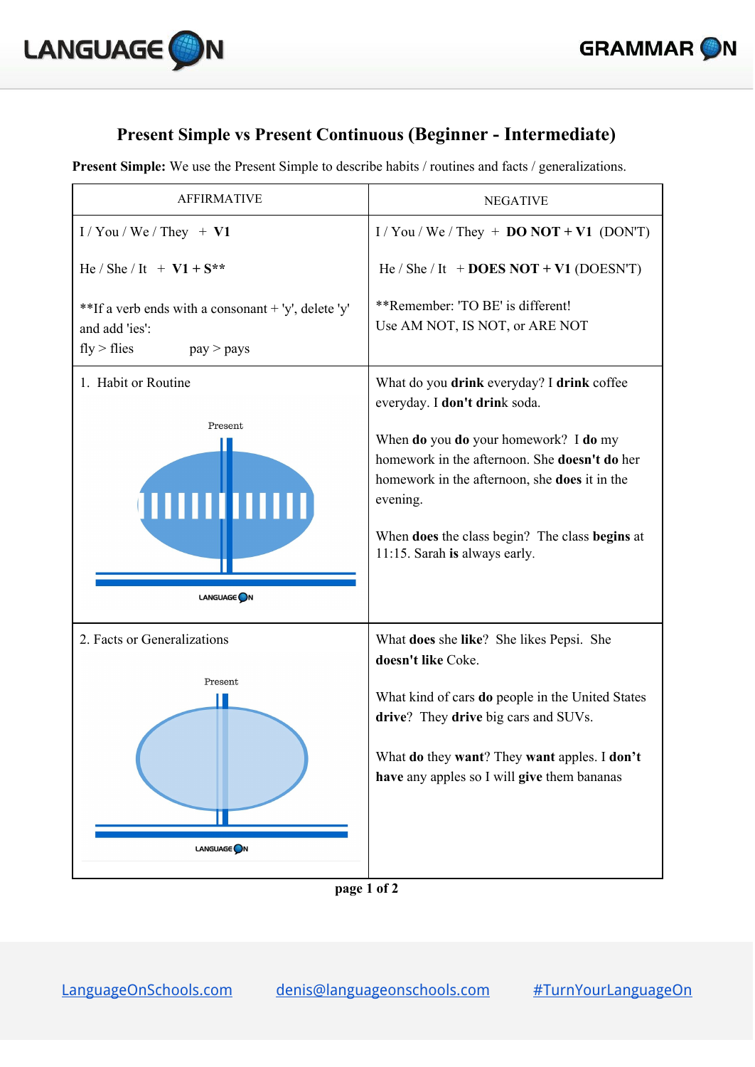# Present Simple vs Present Continuous (Beginner - Intermediate)

**Present Simple:** We use the Present Simple to describe habits / routines and facts / generalizations.

| AFFIRMATIVE | NEGATIVE |
|---|---|
| I / You / We / They + **V1**<br><br>He / She / It + **V1 + S****<br><br>**If a verb ends with a consonant + 'y', delete 'y' and add 'ies':<br>fly > flies pay > pays | I / You / We / They + **DO NOT + V1** (DON'T)<br><br>He / She / It + **DOES NOT + V1** (DOESN'T)<br><br>**Remember: 'TO BE' is different!<br>Use AM NOT, IS NOT, or ARE NOT |
| 1. Habit or Routine<br><br>Present<br>LANGUAGE ON | What do you **drink** everyday? I **drink** coffee everyday. I **don't drin**k soda.<br><br>When **do** you **do** your homework? I **do** my homework in the afternoon. She **doesn't do** her homework in the afternoon, she **does** it in the evening.<br><br>When **does** the class begin? The class **begins** at 11:15. Sarah **is** always early. |
| 2. Facts or Generalizations<br><br>Present<br>LANGUAGE ON | What **does** she **like**? She likes Pepsi. She **doesn't like** Coke.<br><br>What kind of cars **do** people in the United States **drive**? They **drive** big cars and SUVs.<br><br>What **do** they **want**? They **want** apples. I **don't have** any apples so I will **give** them bananas |

[LanguageOnSchools.com](http://LanguageOnSchools.com) [denis@languageonschools.com](mailto:denis@languageonschools.com) #TurnYourLanguageOn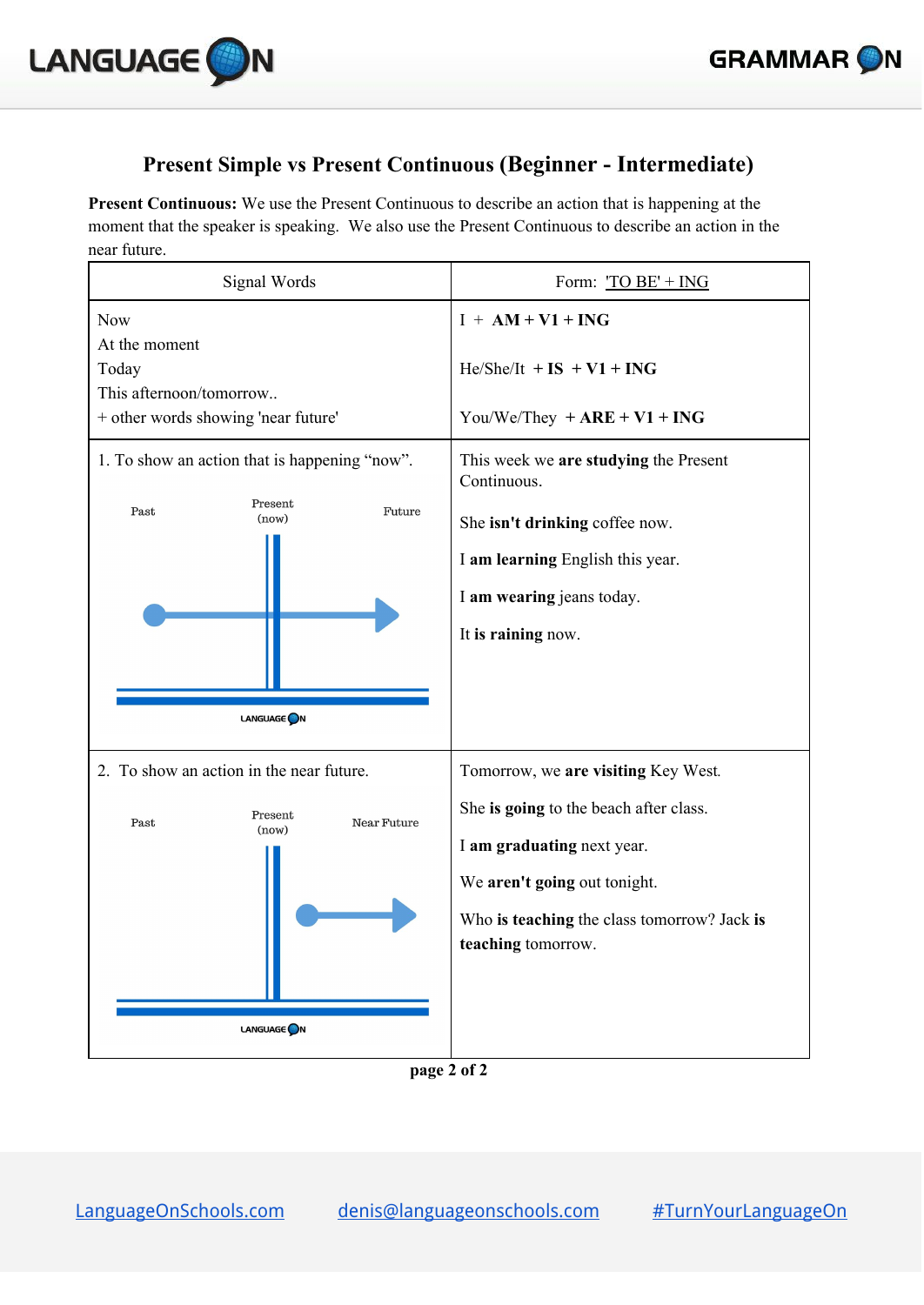# Present Simple vs Present Continuous (Beginner - Intermediate)

**Present Continuous:** We use the Present Continuous to describe an action that is happening at the moment that the speaker is speaking. We also use the Present Continuous to describe an action in the near future.

| Signal Words | Form: 'TO BE' + ING |
|---|---|
| Now<br>At the moment<br>Today<br>This afternoon/tomorrow..<br>+ other words showing 'near future' | I + **AM + V1 + ING**<br><br>He/She/It + **IS** + **V1 + ING**<br><br>You/We/They + **ARE + V1 + ING** |
| 1. To show an action that is happening "now".<br><br>Past<br>Present (now)<br>Future | This week we **are studying** the Present Continuous.<br><br>She **isn't drinking** coffee now.<br><br>I **am learning** English this year.<br><br>I **am wearing** jeans today.<br><br>It **is raining** now. |
| 2. To show an action in the near future.<br><br>Past<br>Present (now)<br>Near Future | Tomorrow, we **are visiting** Key West.<br><br>She **is going** to the beach after class.<br><br>I **am graduating** next year.<br><br>We **aren't going** out tonight.<br><br>Who **is teaching** the class tomorrow? Jack **is teaching** tomorrow. |

LanguageOnSchools.com denis@languageonschools.com #TurnYourLanguageOn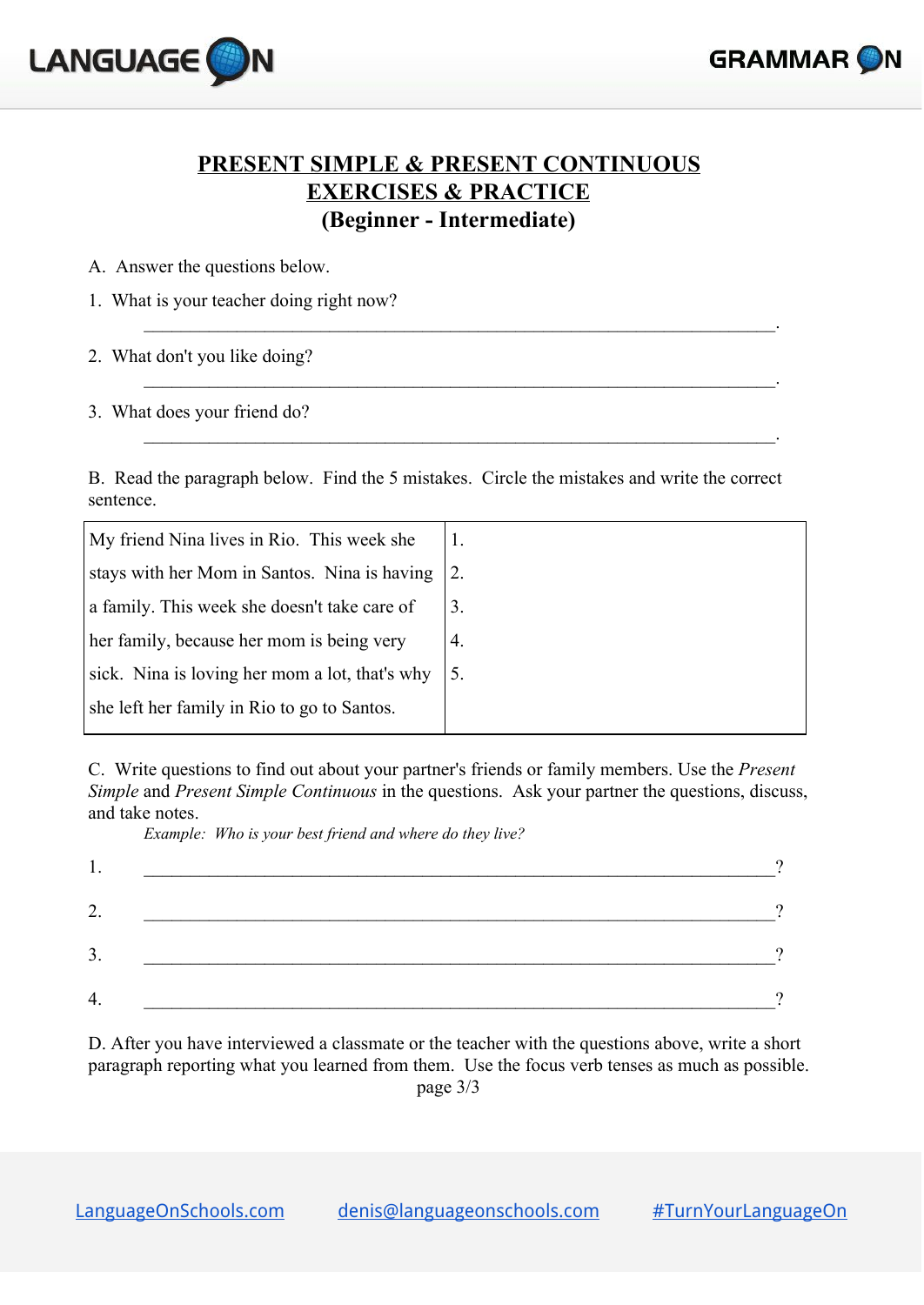# PRESENT SIMPLE & PRESENT CONTINUOUS EXERCISES & PRACTICE

## (Beginner - Intermediate)

A. Answer the questions below.

1. What is your teacher doing right now?

   ______________________________________________________________.

2. What don't you like doing?

   ______________________________________________________________.

3. What does your friend do?

   ______________________________________________________________.

B. Read the paragraph below. Find the 5 mistakes. Circle the mistakes and write the correct sentence.

| | |
|---|---|
| My friend Nina lives in Rio. This week she stays with her Mom in Santos. Nina is having a family. This week she doesn't take care of her family, because her mom is being very sick. Nina is loving her mom a lot, that's why she left her family in Rio to go to Santos. | 1.<br>2.<br>3.<br>4.<br>5. |

C. Write questions to find out about your partner's friends or family members. Use the *Present Simple* and *Present Simple Continuous* in the questions. Ask your partner the questions, discuss, and take notes.

*Example: Who is your best friend and where do they live?*

1. ______________________________________________________________?
2. ______________________________________________________________?
3. ______________________________________________________________?
4. ______________________________________________________________?

D. After you have interviewed a classmate or the teacher with the questions above, write a short paragraph reporting what you learned from them. Use the focus verb tenses as much as possible.